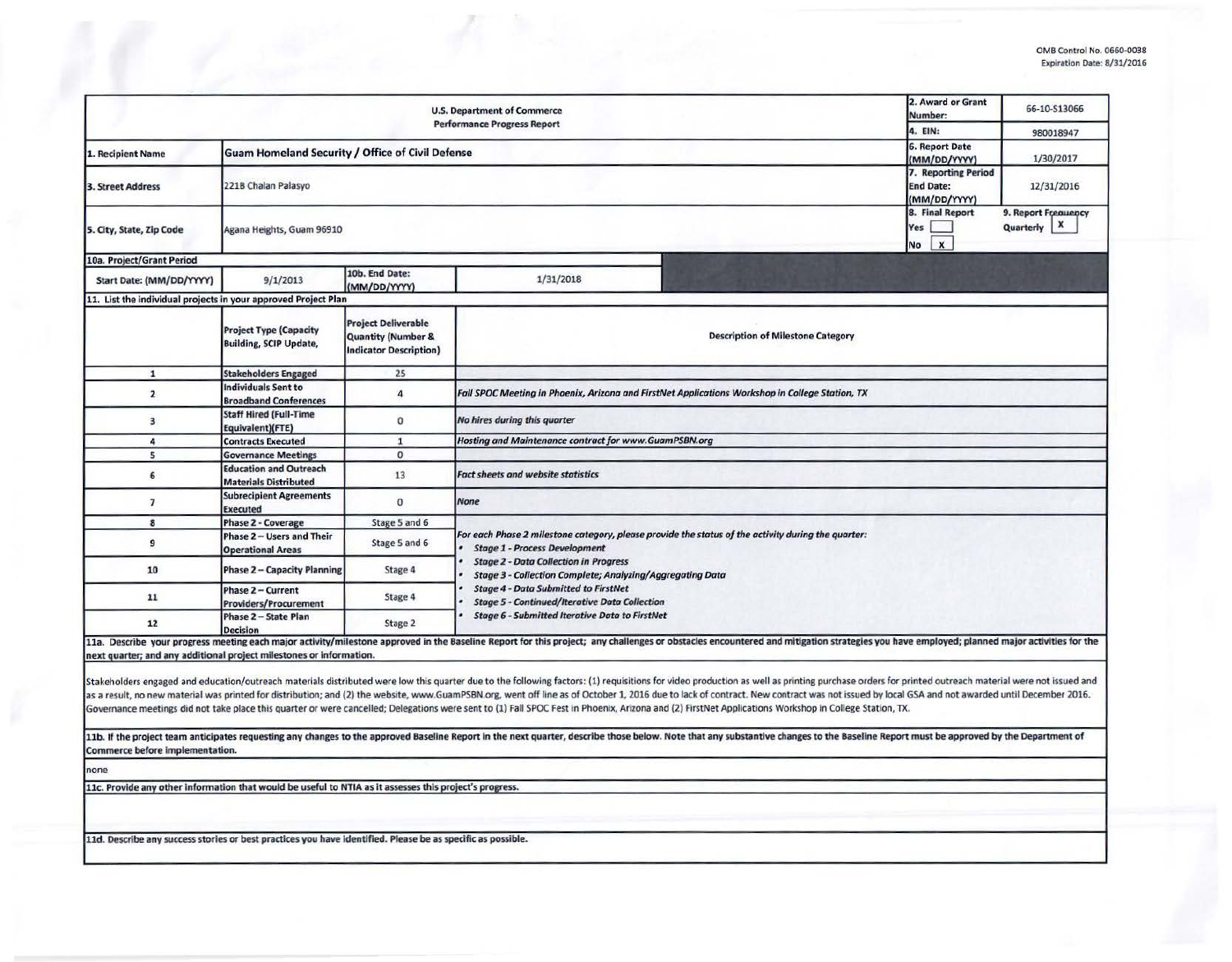OMB Control No. 0660-0038
Expiration Date: 8/31/2016

| U.S. Department of Commerce Performance Progress Report | | | | 2. Award or Grant Number: | 66-10-S13066 |
|---|---|---|---|---|---|
| | | | | 4. EIN: | 980018947 |
| 1. Recipient Name | Guam Homeland Security / Office of Civil Defense | | | 6. Report Date (MM/DD/YYYY) | 1/30/2017 |
| 3. Street Address | 2218 Chalan Palasyo | | | 7. Reporting Period End Date: (MM/DD/YYYY) | 12/31/2016 |
| 5. City, State, Zip Code | Agana Heights, Guam 96910 | | | 8. Final Report Yes [ ] No [X] | 9. Report Frequency Quarterly [X] |
| 10a. Project/Grant Period | | | | | |
| Start Date: (MM/DD/YYYY) | 9/1/2013 | 10b. End Date: (MM/DD/YYYY) | 1/31/2018 | | |

**11. List the individual projects in your approved Project Plan**

| | Project Type (Capacity Building, SCIP Update, | Project Deliverable Quantity (Number & Indicator Description) | Description of Milestone Category |
|---|---|---|---|
| 1 | Stakeholders Engaged | 25 | |
| 2 | Individuals Sent to Broadband Conferences | 4 | *Fall SPOC Meeting in Phoenix, Arizona and FirstNet Applications Workshop in College Station, TX* |
| 3 | Staff Hired (Full-Time Equivalent)(FTE) | 0 | *No hires during this quarter* |
| 4 | Contracts Executed | 1 | *Hosting and Maintenance contract for www.GuamPSBN.org* |
| 5 | Governance Meetings | 0 | |
| 6 | Education and Outreach Materials Distributed | 13 | *Fact sheets and website statistics* |
| 7 | Subrecipient Agreements Executed | 0 | *None* |
| 8 | Phase 2 - Coverage | Stage 5 and 6 | *For each Phase 2 milestone category, please provide the status of the activity during the quarter:* • *Stage 1 - Process Development* • *Stage 2 - Data Collection in Progress* • *Stage 3 - Collection Complete; Analyzing/Aggregating Data* • *Stage 4 - Data Submitted to FirstNet* • *Stage 5 - Continued/Iterative Data Collection* • *Stage 6 - Submitted Iterative Data to FirstNet* |
| 9 | Phase 2 – Users and Their Operational Areas | Stage 5 and 6 | |
| 10 | Phase 2 – Capacity Planning | Stage 4 | |
| 11 | Phase 2 – Current Providers/Procurement | Stage 4 | |
| 12 | Phase 2 – State Plan Decision | Stage 2 | |

**11a. Describe your progress meeting each major activity/milestone approved in the Baseline Report for this project; any challenges or obstacles encountered and mitigation strategies you have employed; planned major activities for the next quarter; and any additional project milestones or information.**

Stakeholders engaged and education/outreach materials distributed were low this quarter due to the following factors: (1) requisitions for video production as well as printing purchase orders for printed outreach material were not issued and as a result, no new material was printed for distribution; and (2) the website, www.GuamPSBN.org, went off line as of October 1, 2016 due to lack of contract. New contract was not issued by local GSA and not awarded until December 2016. Governance meetings did not take place this quarter or were cancelled; Delegations were sent to (1) Fall SPOC Fest in Phoenix, Arizona and (2) FirstNet Applications Workshop in College Station, TX.

**11b. If the project team anticipates requesting any changes to the approved Baseline Report in the next quarter, describe those below. Note that any substantive changes to the Baseline Report must be approved by the Department of Commerce before implementation.**

none

**11c. Provide any other information that would be useful to NTIA as it assesses this project's progress.**

**11d. Describe any success stories or best practices you have identified. Please be as specific as possible.**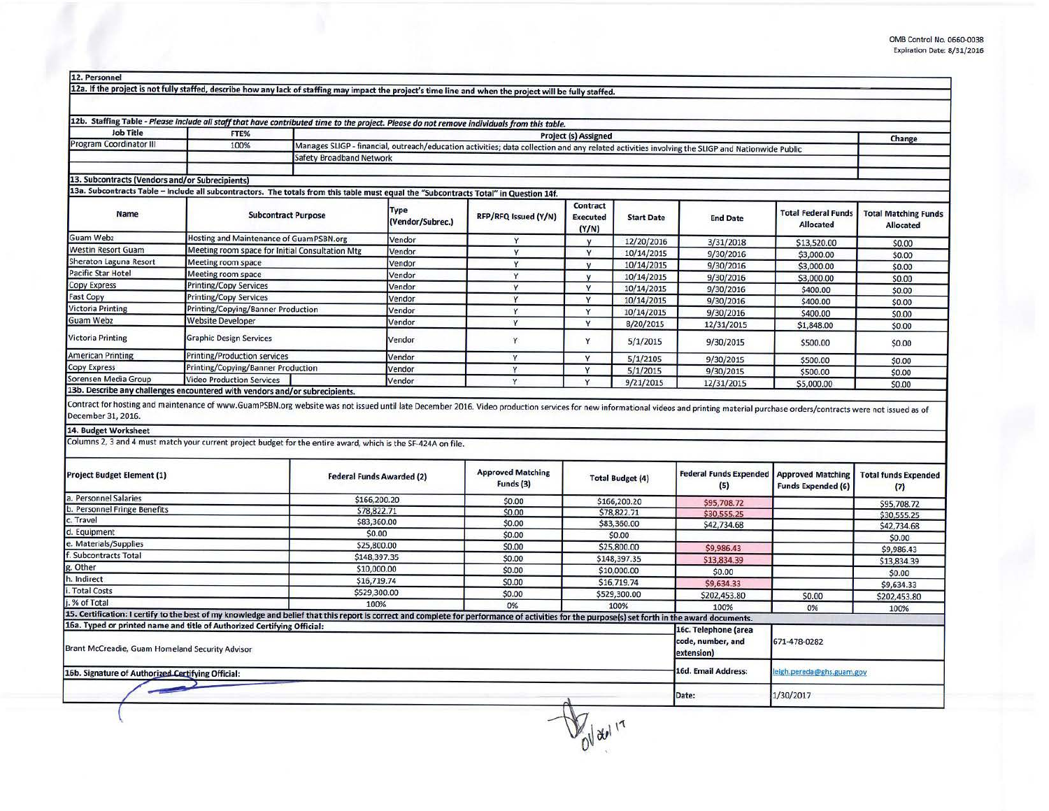## 12. Personnel

**12a. If the project is not fully staffed, describe how any lack of staffing may impact the project's time line and when the project will be fully staffed.**

**12b. Staffing Table** - *Please include all staff that have contributed time to the project. Please do not remove individuals from this table.*

| Job Title | FTE% | Project (s) Assigned | Change |
|---|---|---|---|
| Program Coordinator III | 100% | Manages SLIGP - financial, outreach/education activities; data collection and any related activities involving the SLIGP and Nationwide Public Safety Broadband Network | |
| | | | |

## 13. Subcontracts (Vendors and/or Subrecipients)

**13a. Subcontracts Table – Include all subcontractors. The totals from this table must equal the "Subcontracts Total" in Question 14f.**

| Name | Subcontract Purpose | Type (Vendor/Subrec.) | RFP/RFQ Issued (Y/N) | Contract Executed (Y/N) | Start Date | End Date | Total Federal Funds Allocated | Total Matching Funds Allocated |
|---|---|---|---|---|---|---|---|---|
| Guam Webz | Hosting and Maintenance of GuamPSBN.org | Vendor | Y | y | 12/20/2016 | 3/31/2018 | $13,520.00 | $0.00 |
| Westin Resort Guam | Meeting room space for Initial Consultation Mtg | Vendor | Y | Y | 10/14/2015 | 9/30/2016 | $3,000.00 | $0.00 |
| Sheraton Laguna Resort | Meeting room space | Vendor | Y | y | 10/14/2015 | 9/30/2016 | $3,000.00 | $0.00 |
| Pacific Star Hotel | Meeting room space | Vendor | Y | y | 10/14/2015 | 9/30/2016 | $3,000.00 | $0.00 |
| Copy Express | Printing/Copy Services | Vendor | Y | Y | 10/14/2015 | 9/30/2016 | $400.00 | $0.00 |
| Fast Copy | Printing/Copy Services | Vendor | Y | Y | 10/14/2015 | 9/30/2016 | $400.00 | $0.00 |
| Victoria Printing | Printing/Copying/Banner Production | Vendor | Y | Y | 10/14/2015 | 9/30/2016 | $400.00 | $0.00 |
| Guam Webz | Website Developer | Vendor | Y | Y | 8/20/2015 | 12/31/2015 | $1,848.00 | $0.00 |
| Victoria Printing | Graphic Design Services | Vendor | Y | Y | 5/1/2015 | 9/30/2015 | $500.00 | $0.00 |
| American Printing | Printing/Production services | Vendor | Y | Y | 5/1/2105 | 9/30/2015 | $500.00 | $0.00 |
| Copy Express | Printing/Copying/Banner Production | Vendor | Y | Y | 5/1/2015 | 9/30/2015 | $500.00 | $0.00 |
| Sorensen Media Group | Video Production Services | Vendor | Y | Y | 9/21/2015 | 12/31/2015 | $5,000.00 | $0.00 |

**13b. Describe any challenges encountered with vendors and/or subrecipients.**

Contract for hosting and maintenance of www.GuamPSBN.org website was not issued until late December 2016. Video production services for new informational videos and printing material purchase orders/contracts were not issued as of December 31, 2016.

## 14. Budget Worksheet

Columns 2, 3 and 4 must match your current project budget for the entire award, which is the SF-424A on file.

| Project Budget Element (1) | Federal Funds Awarded (2) | Approved Matching Funds (3) | Total Budget (4) | Federal Funds Expended (5) | Approved Matching Funds Expended (6) | Total funds Expended (7) |
|---|---|---|---|---|---|---|
| a. Personnel Salaries | $166,200.20 | $0.00 | $166,200.20 | $95,708.72 | | $95,708.72 |
| b. Personnel Fringe Benefits | $78,822.71 | $0.00 | $78,822.71 | $30,555.25 | | $30,555.25 |
| c. Travel | $83,360.00 | $0.00 | $83,360.00 | $42,734.68 | | $42,734.68 |
| d. Equipment | $0.00 | $0.00 | $0.00 | | | $0.00 |
| e. Materials/Supplies | $25,800.00 | $0.00 | $25,800.00 | $9,986.43 | | $9,986.43 |
| f. Subcontracts Total | $148,397.35 | $0.00 | $148,397.35 | $13,834.39 | | $13,834.39 |
| g. Other | $10,000.00 | $0.00 | $10,000.00 | $0.00 | | $0.00 |
| h. Indirect | $16,719.74 | $0.00 | $16,719.74 | $9,634.33 | | $9,634.33 |
| i. Total Costs | $529,300.00 | $0.00 | $529,300.00 | $202,453.80 | $0.00 | $202,453.80 |
| j. % of Total | 100% | 0% | 100% | 100% | 0% | 100% |

**15. Certification: I certify to the best of my knowledge and belief that this report is correct and complete for performance of activities for the purpose(s) set forth in the award documents.**

| | | |
|---|---|---|
| **16a. Typed or printed name and title of Authorized Certifying Official:** Brant McCreadie, Guam Homeland Security Advisor | **16c. Telephone (area code, number, and extension)** | 671-478-0282 |
| **16b. Signature of Authorized Certifying Official:** | **16d. Email Address:** | leigh.pereda@ghs.guam.gov |
| | **Date:** | 1/30/2017 |

01/30/17